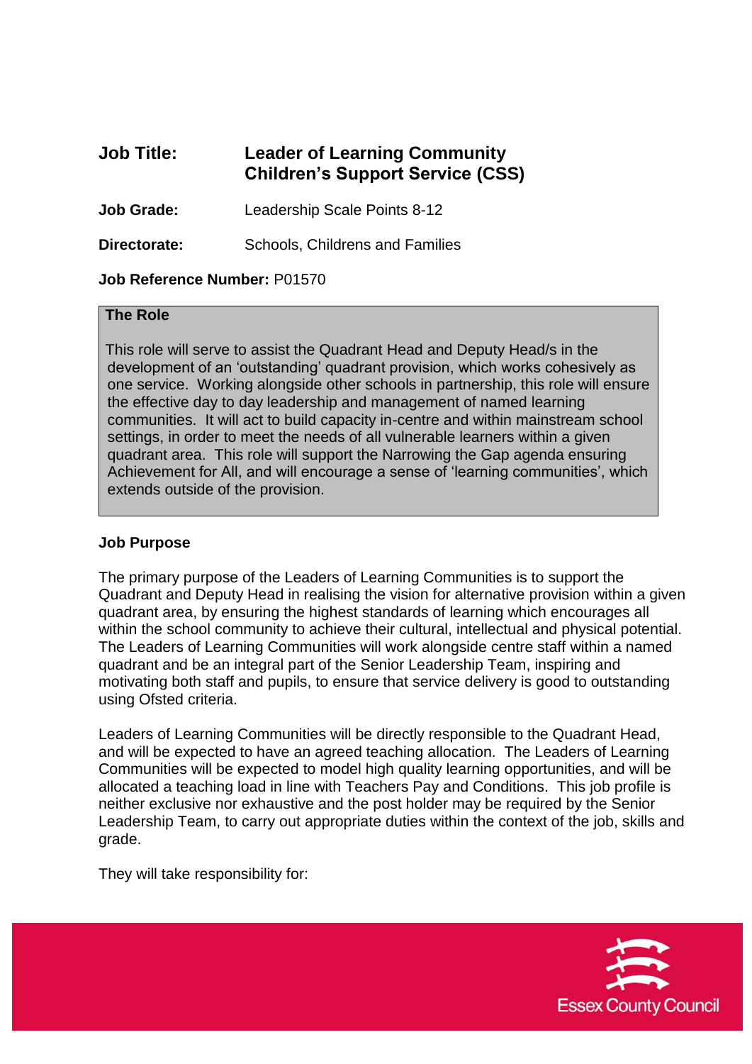**Job Title:** **Leader of Learning Community Children's Support Service (CSS)**

**Job Grade:** Leadership Scale Points 8-12

**Directorate:** Schools, Childrens and Families

**Job Reference Number:** P01570

## The Role

This role will serve to assist the Quadrant Head and Deputy Head/s in the development of an 'outstanding' quadrant provision, which works cohesively as one service. Working alongside other schools in partnership, this role will ensure the effective day to day leadership and management of named learning communities. It will act to build capacity in-centre and within mainstream school settings, in order to meet the needs of all vulnerable learners within a given quadrant area. This role will support the Narrowing the Gap agenda ensuring Achievement for All, and will encourage a sense of 'learning communities', which extends outside of the provision.

## Job Purpose

The primary purpose of the Leaders of Learning Communities is to support the Quadrant and Deputy Head in realising the vision for alternative provision within a given quadrant area, by ensuring the highest standards of learning which encourages all within the school community to achieve their cultural, intellectual and physical potential. The Leaders of Learning Communities will work alongside centre staff within a named quadrant and be an integral part of the Senior Leadership Team, inspiring and motivating both staff and pupils, to ensure that service delivery is good to outstanding using Ofsted criteria.

Leaders of Learning Communities will be directly responsible to the Quadrant Head, and will be expected to have an agreed teaching allocation. The Leaders of Learning Communities will be expected to model high quality learning opportunities, and will be allocated a teaching load in line with Teachers Pay and Conditions. This job profile is neither exclusive nor exhaustive and the post holder may be required by the Senior Leadership Team, to carry out appropriate duties within the context of the job, skills and grade.

They will take responsibility for: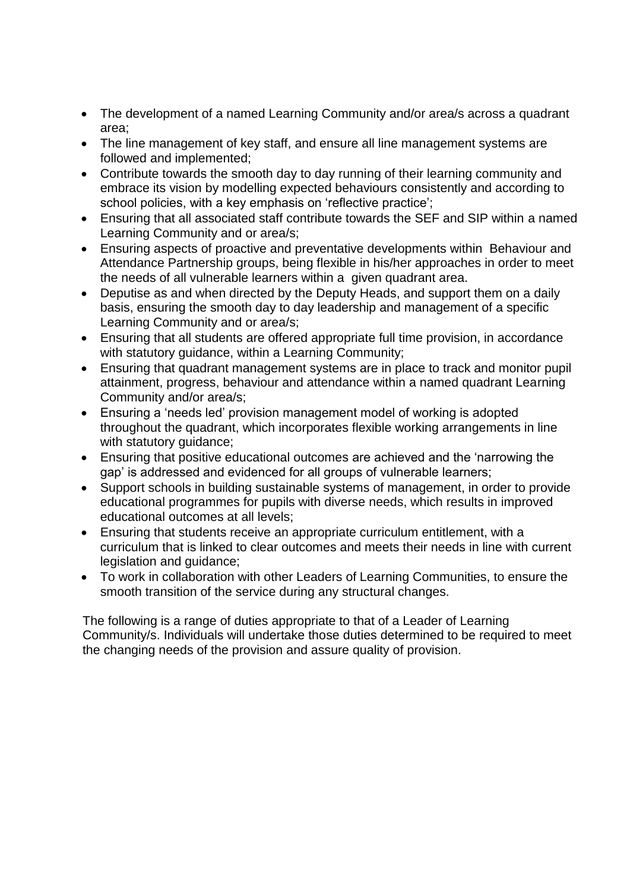- The development of a named Learning Community and/or area/s across a quadrant area;
- The line management of key staff, and ensure all line management systems are followed and implemented;
- Contribute towards the smooth day to day running of their learning community and embrace its vision by modelling expected behaviours consistently and according to school policies, with a key emphasis on 'reflective practice';
- Ensuring that all associated staff contribute towards the SEF and SIP within a named Learning Community and or area/s;
- Ensuring aspects of proactive and preventative developments within Behaviour and Attendance Partnership groups, being flexible in his/her approaches in order to meet the needs of all vulnerable learners within a given quadrant area.
- Deputise as and when directed by the Deputy Heads, and support them on a daily basis, ensuring the smooth day to day leadership and management of a specific Learning Community and or area/s;
- Ensuring that all students are offered appropriate full time provision, in accordance with statutory guidance, within a Learning Community;
- Ensuring that quadrant management systems are in place to track and monitor pupil attainment, progress, behaviour and attendance within a named quadrant Learning Community and/or area/s;
- Ensuring a 'needs led' provision management model of working is adopted throughout the quadrant, which incorporates flexible working arrangements in line with statutory guidance;
- Ensuring that positive educational outcomes are achieved and the 'narrowing the gap' is addressed and evidenced for all groups of vulnerable learners;
- Support schools in building sustainable systems of management, in order to provide educational programmes for pupils with diverse needs, which results in improved educational outcomes at all levels;
- Ensuring that students receive an appropriate curriculum entitlement, with a curriculum that is linked to clear outcomes and meets their needs in line with current legislation and guidance;
- To work in collaboration with other Leaders of Learning Communities, to ensure the smooth transition of the service during any structural changes.

The following is a range of duties appropriate to that of a Leader of Learning Community/s. Individuals will undertake those duties determined to be required to meet the changing needs of the provision and assure quality of provision.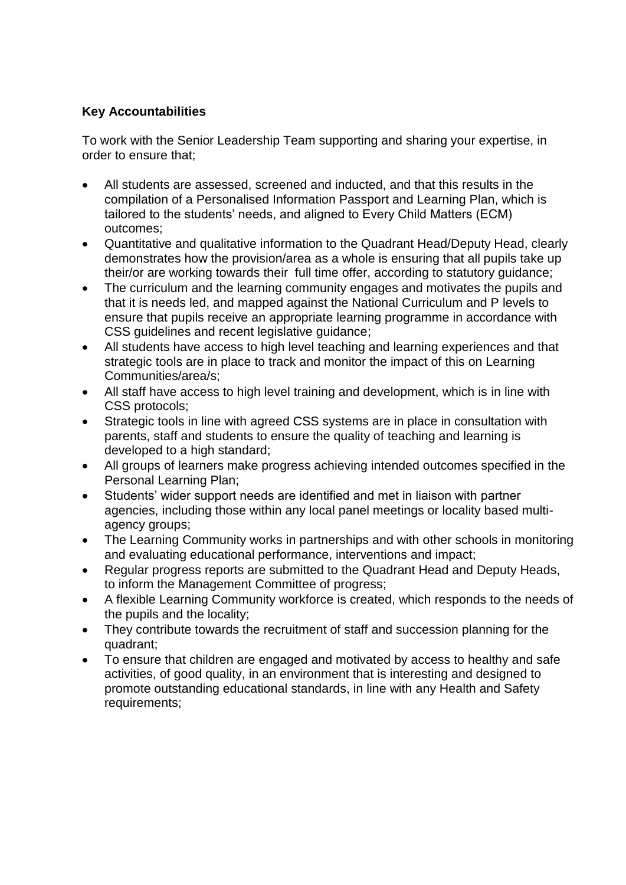**Key Accountabilities**

To work with the Senior Leadership Team supporting and sharing your expertise, in order to ensure that;

- All students are assessed, screened and inducted, and that this results in the compilation of a Personalised Information Passport and Learning Plan, which is tailored to the students' needs, and aligned to Every Child Matters (ECM) outcomes;
- Quantitative and qualitative information to the Quadrant Head/Deputy Head, clearly demonstrates how the provision/area as a whole is ensuring that all pupils take up their/or are working towards their full time offer, according to statutory guidance;
- The curriculum and the learning community engages and motivates the pupils and that it is needs led, and mapped against the National Curriculum and P levels to ensure that pupils receive an appropriate learning programme in accordance with CSS guidelines and recent legislative guidance;
- All students have access to high level teaching and learning experiences and that strategic tools are in place to track and monitor the impact of this on Learning Communities/area/s;
- All staff have access to high level training and development, which is in line with CSS protocols;
- Strategic tools in line with agreed CSS systems are in place in consultation with parents, staff and students to ensure the quality of teaching and learning is developed to a high standard;
- All groups of learners make progress achieving intended outcomes specified in the Personal Learning Plan;
- Students' wider support needs are identified and met in liaison with partner agencies, including those within any local panel meetings or locality based multi-agency groups;
- The Learning Community works in partnerships and with other schools in monitoring and evaluating educational performance, interventions and impact;
- Regular progress reports are submitted to the Quadrant Head and Deputy Heads, to inform the Management Committee of progress;
- A flexible Learning Community workforce is created, which responds to the needs of the pupils and the locality;
- They contribute towards the recruitment of staff and succession planning for the quadrant;
- To ensure that children are engaged and motivated by access to healthy and safe activities, of good quality, in an environment that is interesting and designed to promote outstanding educational standards, in line with any Health and Safety requirements;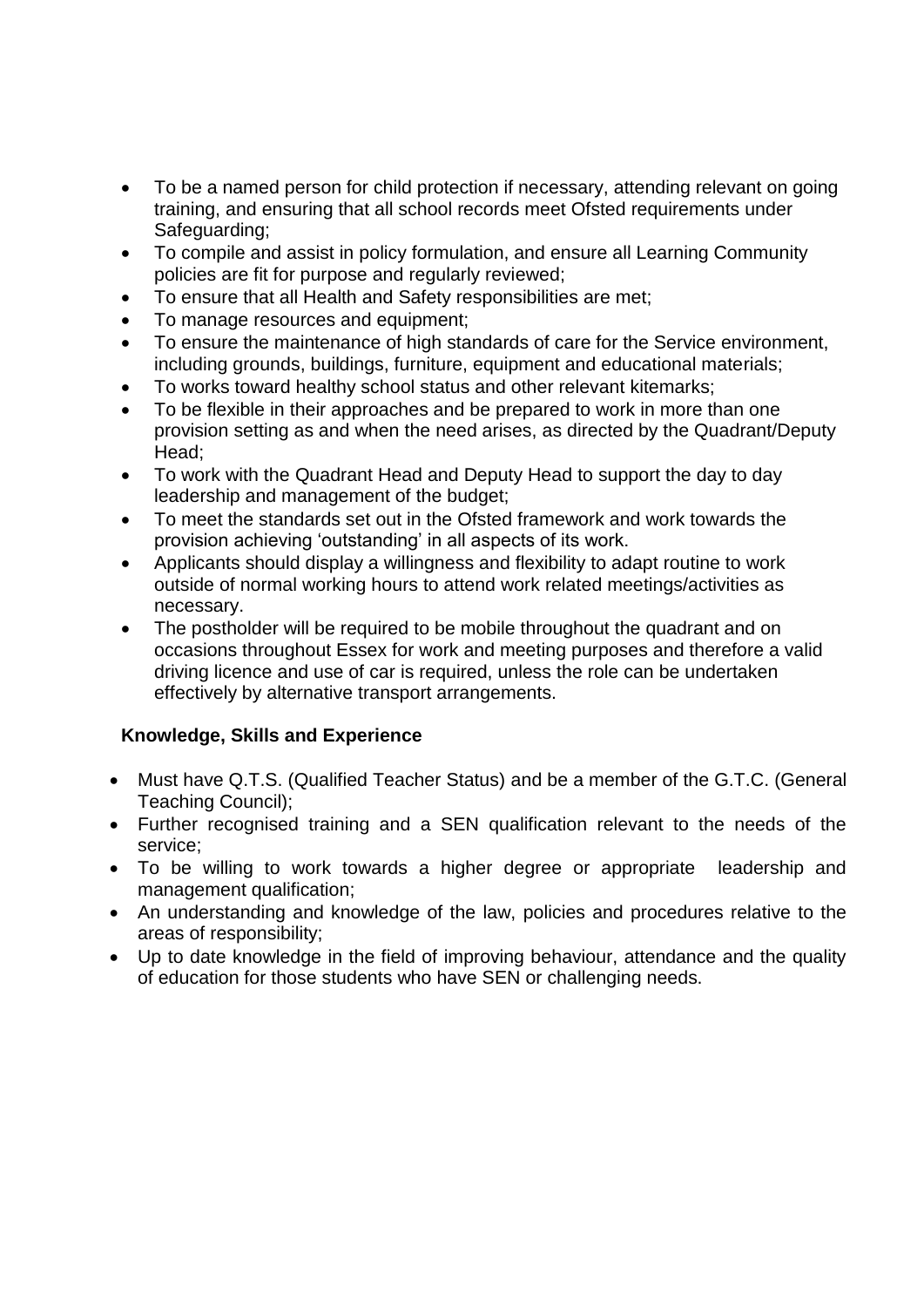- To be a named person for child protection if necessary, attending relevant on going training, and ensuring that all school records meet Ofsted requirements under Safeguarding;
- To compile and assist in policy formulation, and ensure all Learning Community policies are fit for purpose and regularly reviewed;
- To ensure that all Health and Safety responsibilities are met;
- To manage resources and equipment;
- To ensure the maintenance of high standards of care for the Service environment, including grounds, buildings, furniture, equipment and educational materials;
- To works toward healthy school status and other relevant kitemarks;
- To be flexible in their approaches and be prepared to work in more than one provision setting as and when the need arises, as directed by the Quadrant/Deputy Head;
- To work with the Quadrant Head and Deputy Head to support the day to day leadership and management of the budget;
- To meet the standards set out in the Ofsted framework and work towards the provision achieving 'outstanding' in all aspects of its work.
- Applicants should display a willingness and flexibility to adapt routine to work outside of normal working hours to attend work related meetings/activities as necessary.
- The postholder will be required to be mobile throughout the quadrant and on occasions throughout Essex for work and meeting purposes and therefore a valid driving licence and use of car is required, unless the role can be undertaken effectively by alternative transport arrangements.

**Knowledge, Skills and Experience**

- Must have Q.T.S. (Qualified Teacher Status) and be a member of the G.T.C. (General Teaching Council);
- Further recognised training and a SEN qualification relevant to the needs of the service;
- To be willing to work towards a higher degree or appropriate leadership and management qualification;
- An understanding and knowledge of the law, policies and procedures relative to the areas of responsibility;
- Up to date knowledge in the field of improving behaviour, attendance and the quality of education for those students who have SEN or challenging needs.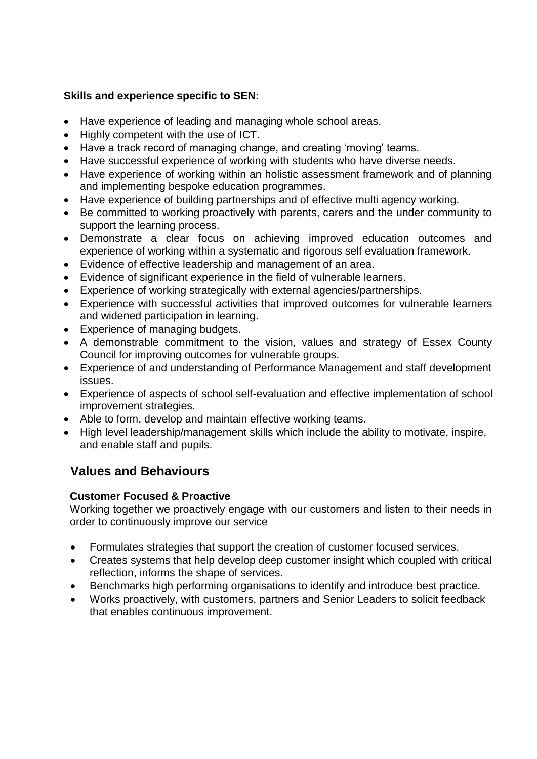**Skills and experience specific to SEN:**

- Have experience of leading and managing whole school areas.
- Highly competent with the use of ICT.
- Have a track record of managing change, and creating 'moving' teams.
- Have successful experience of working with students who have diverse needs.
- Have experience of working within an holistic assessment framework and of planning and implementing bespoke education programmes.
- Have experience of building partnerships and of effective multi agency working.
- Be committed to working proactively with parents, carers and the under community to support the learning process.
- Demonstrate a clear focus on achieving improved education outcomes and experience of working within a systematic and rigorous self evaluation framework.
- Evidence of effective leadership and management of an area.
- Evidence of significant experience in the field of vulnerable learners.
- Experience of working strategically with external agencies/partnerships.
- Experience with successful activities that improved outcomes for vulnerable learners and widened participation in learning.
- Experience of managing budgets.
- A demonstrable commitment to the vision, values and strategy of Essex County Council for improving outcomes for vulnerable groups.
- Experience of and understanding of Performance Management and staff development issues.
- Experience of aspects of school self-evaluation and effective implementation of school improvement strategies.
- Able to form, develop and maintain effective working teams.
- High level leadership/management skills which include the ability to motivate, inspire, and enable staff and pupils.

## Values and Behaviours

**Customer Focused & Proactive**

Working together we proactively engage with our customers and listen to their needs in order to continuously improve our service

- Formulates strategies that support the creation of customer focused services.
- Creates systems that help develop deep customer insight which coupled with critical reflection, informs the shape of services.
- Benchmarks high performing organisations to identify and introduce best practice.
- Works proactively, with customers, partners and Senior Leaders to solicit feedback that enables continuous improvement.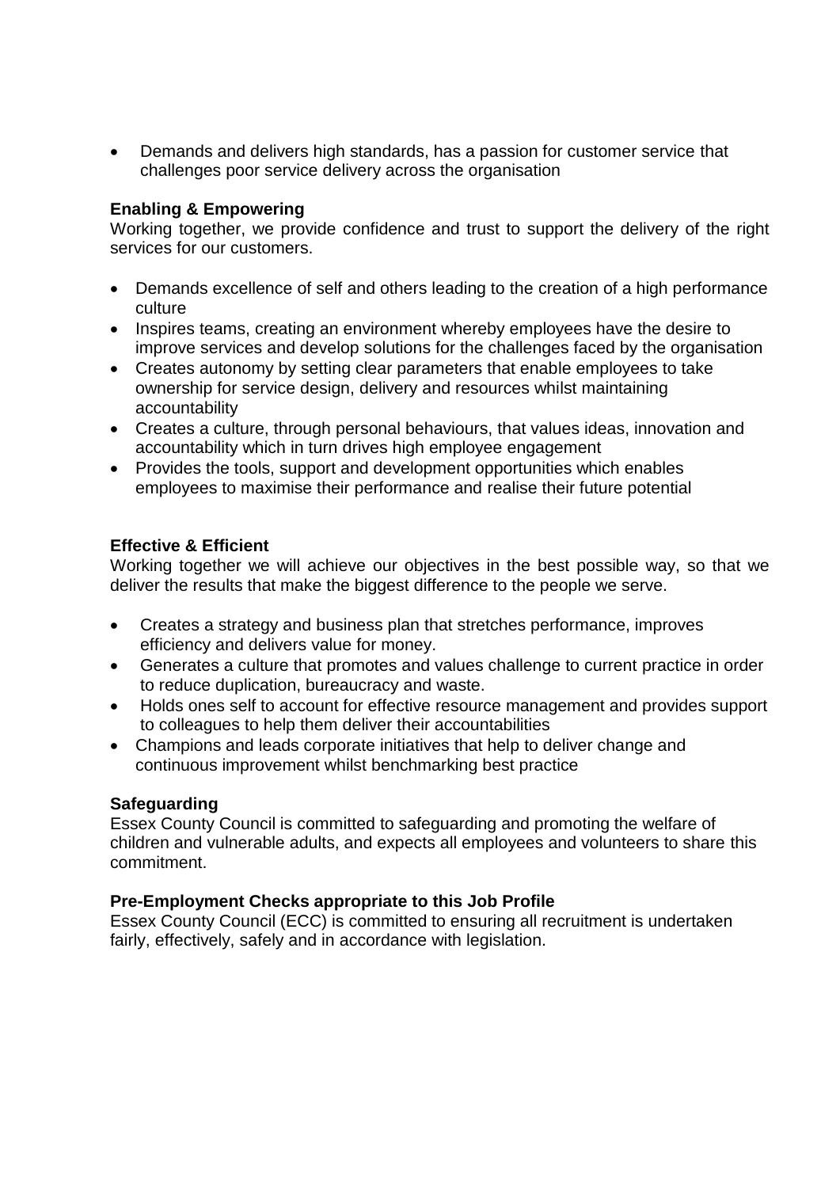- Demands and delivers high standards, has a passion for customer service that challenges poor service delivery across the organisation

**Enabling & Empowering**
Working together, we provide confidence and trust to support the delivery of the right services for our customers.

- Demands excellence of self and others leading to the creation of a high performance culture
- Inspires teams, creating an environment whereby employees have the desire to improve services and develop solutions for the challenges faced by the organisation
- Creates autonomy by setting clear parameters that enable employees to take ownership for service design, delivery and resources whilst maintaining accountability
- Creates a culture, through personal behaviours, that values ideas, innovation and accountability which in turn drives high employee engagement
- Provides the tools, support and development opportunities which enables employees to maximise their performance and realise their future potential

**Effective & Efficient**
Working together we will achieve our objectives in the best possible way, so that we deliver the results that make the biggest difference to the people we serve.

- Creates a strategy and business plan that stretches performance, improves efficiency and delivers value for money.
- Generates a culture that promotes and values challenge to current practice in order to reduce duplication, bureaucracy and waste.
- Holds ones self to account for effective resource management and provides support to colleagues to help them deliver their accountabilities
- Champions and leads corporate initiatives that help to deliver change and continuous improvement whilst benchmarking best practice

**Safeguarding**
Essex County Council is committed to safeguarding and promoting the welfare of children and vulnerable adults, and expects all employees and volunteers to share this commitment.

**Pre-Employment Checks appropriate to this Job Profile**
Essex County Council (ECC) is committed to ensuring all recruitment is undertaken fairly, effectively, safely and in accordance with legislation.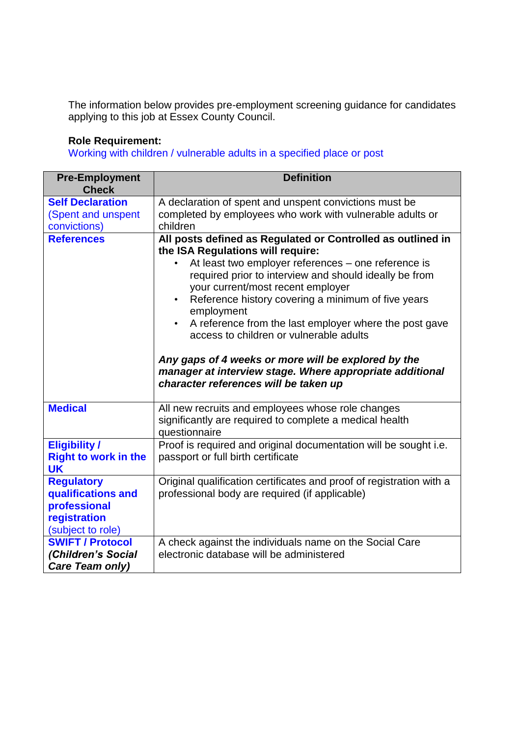The information below provides pre-employment screening guidance for candidates applying to this job at Essex County Council.

**Role Requirement:**
Working with children / vulnerable adults in a specified place or post

| Pre-Employment Check | Definition |
| --- | --- |
| **Self Declaration** (Spent and unspent convictions) | A declaration of spent and unspent convictions must be completed by employees who work with vulnerable adults or children |
| **References** | **All posts defined as Regulated or Controlled as outlined in the ISA Regulations will require:** <br>• At least two employer references – one reference is required prior to interview and should ideally be from your current/most recent employer <br>• Reference history covering a minimum of five years employment <br>• A reference from the last employer where the post gave access to children or vulnerable adults <br><br>***Any gaps of 4 weeks or more will be explored by the manager at interview stage. Where appropriate additional character references will be taken up*** |
| **Medical** | All new recruits and employees whose role changes significantly are required to complete a medical health questionnaire |
| **Eligibility / Right to work in the UK** | Proof is required and original documentation will be sought i.e. passport or full birth certificate |
| **Regulatory qualifications and professional registration** (subject to role) | Original qualification certificates and proof of registration with a professional body are required (if applicable) |
| **SWIFT / Protocol** ***(Children's Social Care Team only)*** | A check against the individuals name on the Social Care electronic database will be administered |